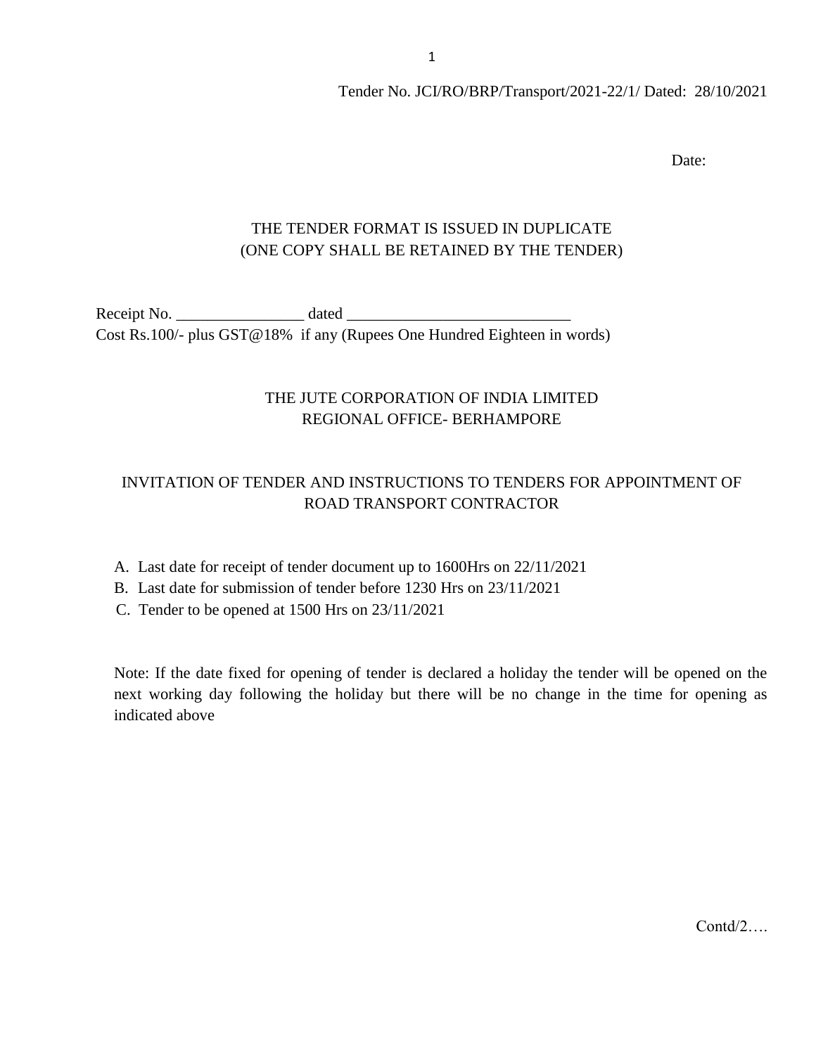Tender No. JCI/RO/BRP/Transport/2021-22/1/ Dated: 28/10/2021

Date:

THE TENDER FORMAT IS ISSUED IN DUPLICATE
(ONE COPY SHALL BE RETAINED BY THE TENDER)

Receipt No. ________________ dated ____________________________
Cost Rs.100/- plus GST@18% if any (Rupees One Hundred Eighteen in words)

# THE JUTE CORPORATION OF INDIA LIMITED
## REGIONAL OFFICE- BERHAMPORE

## INVITATION OF TENDER AND INSTRUCTIONS TO TENDERS FOR APPOINTMENT OF ROAD TRANSPORT CONTRACTOR

A. Last date for receipt of tender document up to 1600Hrs on 22/11/2021
B. Last date for submission of tender before 1230 Hrs on 23/11/2021
C. Tender to be opened at 1500 Hrs on 23/11/2021

Note: If the date fixed for opening of tender is declared a holiday the tender will be opened on the next working day following the holiday but there will be no change in the time for opening as indicated above

Contd/2….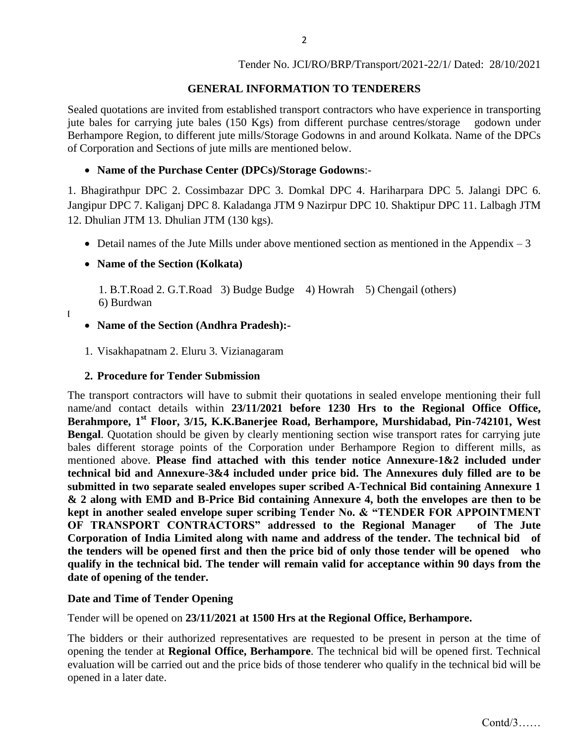Tender No. JCI/RO/BRP/Transport/2021-22/1/ Dated: 28/10/2021

## GENERAL INFORMATION TO TENDERERS

Sealed quotations are invited from established transport contractors who have experience in transporting jute bales for carrying jute bales (150 Kgs) from different purchase centres/storage godown under Berhampore Region, to different jute mills/Storage Godowns in and around Kolkata. Name of the DPCs of Corporation and Sections of jute mills are mentioned below.

- **Name of the Purchase Center (DPCs)/Storage Godowns**:-

1. Bhagirathpur DPC 2. Cossimbazar DPC 3. Domkal DPC 4. Hariharpara DPC 5. Jalangi DPC 6. Jangipur DPC 7. Kaliganj DPC 8. Kaladanga JTM 9 Nazirpur DPC 10. Shaktipur DPC 11. Lalbagh JTM 12. Dhulian JTM 13. Dhulian JTM (130 kgs).

- Detail names of the Jute Mills under above mentioned section as mentioned in the Appendix – 3
- **Name of the Section (Kolkata)**

  1. B.T.Road 2. G.T.Road 3) Budge Budge 4) Howrah 5) Chengail (others) 6) Burdwan

[

- **Name of the Section (Andhra Pradesh):-**

  1. Visakhapatnam 2. Eluru 3. Vizianagaram

### 2. Procedure for Tender Submission

The transport contractors will have to submit their quotations in sealed envelope mentioning their full name/and contact details within **23/11/2021 before 1230 Hrs to the Regional Office Office, Berahmpore, 1st Floor, 3/15, K.K.Banerjee Road, Berhampore, Murshidabad, Pin-742101, West Bengal**. Quotation should be given by clearly mentioning section wise transport rates for carrying jute bales different storage points of the Corporation under Berhampore Region to different mills, as mentioned above. **Please find attached with this tender notice Annexure-1&2 included under technical bid and Annexure-3&4 included under price bid. The Annexures duly filled are to be submitted in two separate sealed envelopes super scribed A-Technical Bid containing Annexure 1 & 2 along with EMD and B-Price Bid containing Annexure 4, both the envelopes are then to be kept in another sealed envelope super scribing Tender No. & "TENDER FOR APPOINTMENT OF TRANSPORT CONTRACTORS" addressed to the Regional Manager of The Jute Corporation of India Limited along with name and address of the tender. The technical bid of the tenders will be opened first and then the price bid of only those tender will be opened who qualify in the technical bid. The tender will remain valid for acceptance within 90 days from the date of opening of the tender.**

**Date and Time of Tender Opening**

Tender will be opened on **23/11/2021 at 1500 Hrs at the Regional Office, Berhampore.**

The bidders or their authorized representatives are requested to be present in person at the time of opening the tender at **Regional Office, Berhampore**. The technical bid will be opened first. Technical evaluation will be carried out and the price bids of those tenderer who qualify in the technical bid will be opened in a later date.

Contd/3……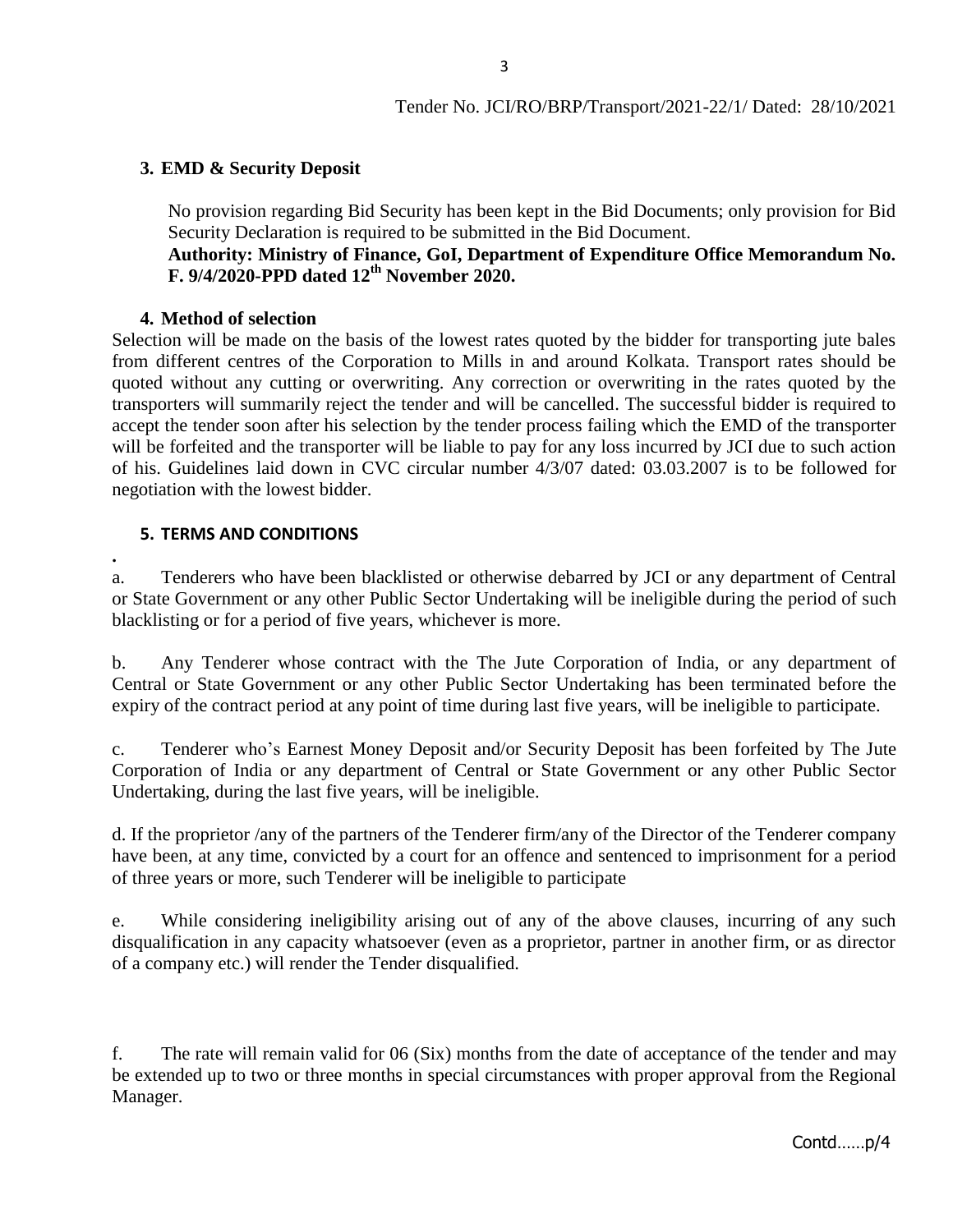Tender No. JCI/RO/BRP/Transport/2021-22/1/ Dated: 28/10/2021

### 3. EMD & Security Deposit

No provision regarding Bid Security has been kept in the Bid Documents; only provision for Bid Security Declaration is required to be submitted in the Bid Document.

**Authority: Ministry of Finance, GoI, Department of Expenditure Office Memorandum No. F. 9/4/2020-PPD dated 12th November 2020.**

### 4. Method of selection

Selection will be made on the basis of the lowest rates quoted by the bidder for transporting jute bales from different centres of the Corporation to Mills in and around Kolkata. Transport rates should be quoted without any cutting or overwriting. Any correction or overwriting in the rates quoted by the transporters will summarily reject the tender and will be cancelled. The successful bidder is required to accept the tender soon after his selection by the tender process failing which the EMD of the transporter will be forfeited and the transporter will be liable to pay for any loss incurred by JCI due to such action of his. Guidelines laid down in CVC circular number 4/3/07 dated: 03.03.2007 is to be followed for negotiation with the lowest bidder.

### 5. TERMS AND CONDITIONS

.

a. Tenderers who have been blacklisted or otherwise debarred by JCI or any department of Central or State Government or any other Public Sector Undertaking will be ineligible during the period of such blacklisting or for a period of five years, whichever is more.

b. Any Tenderer whose contract with the The Jute Corporation of India, or any department of Central or State Government or any other Public Sector Undertaking has been terminated before the expiry of the contract period at any point of time during last five years, will be ineligible to participate.

c. Tenderer who's Earnest Money Deposit and/or Security Deposit has been forfeited by The Jute Corporation of India or any department of Central or State Government or any other Public Sector Undertaking, during the last five years, will be ineligible.

d. If the proprietor /any of the partners of the Tenderer firm/any of the Director of the Tenderer company have been, at any time, convicted by a court for an offence and sentenced to imprisonment for a period of three years or more, such Tenderer will be ineligible to participate

e. While considering ineligibility arising out of any of the above clauses, incurring of any such disqualification in any capacity whatsoever (even as a proprietor, partner in another firm, or as director of a company etc.) will render the Tender disqualified.

f. The rate will remain valid for 06 (Six) months from the date of acceptance of the tender and may be extended up to two or three months in special circumstances with proper approval from the Regional Manager.

Contd……p/4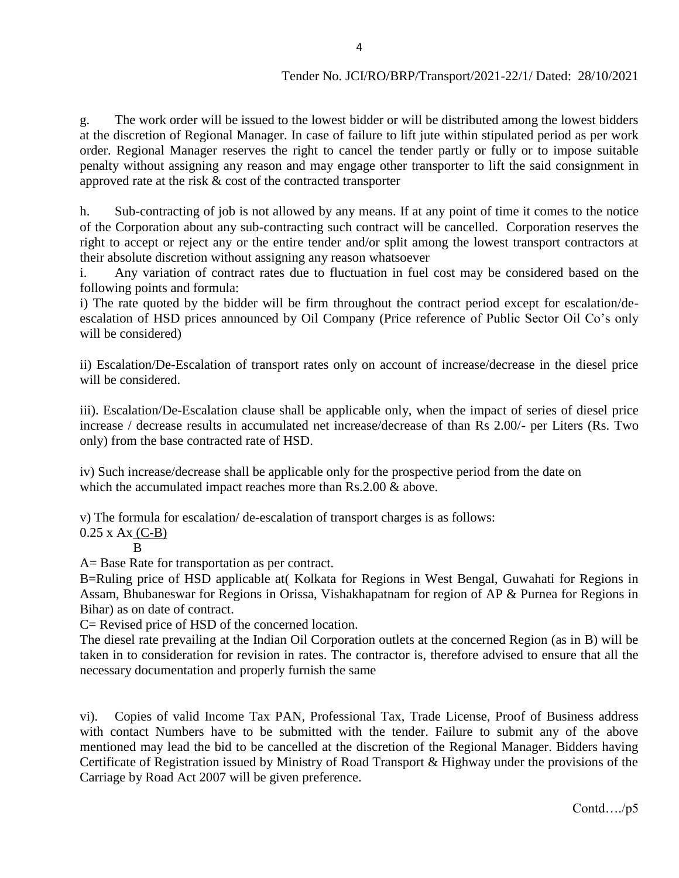Tender No. JCI/RO/BRP/Transport/2021-22/1/ Dated: 28/10/2021

g. The work order will be issued to the lowest bidder or will be distributed among the lowest bidders at the discretion of Regional Manager. In case of failure to lift jute within stipulated period as per work order. Regional Manager reserves the right to cancel the tender partly or fully or to impose suitable penalty without assigning any reason and may engage other transporter to lift the said consignment in approved rate at the risk & cost of the contracted transporter

h. Sub-contracting of job is not allowed by any means. If at any point of time it comes to the notice of the Corporation about any sub-contracting such contract will be cancelled. Corporation reserves the right to accept or reject any or the entire tender and/or split among the lowest transport contractors at their absolute discretion without assigning any reason whatsoever

i. Any variation of contract rates due to fluctuation in fuel cost may be considered based on the following points and formula:

i) The rate quoted by the bidder will be firm throughout the contract period except for escalation/de-escalation of HSD prices announced by Oil Company (Price reference of Public Sector Oil Co's only will be considered)

ii) Escalation/De-Escalation of transport rates only on account of increase/decrease in the diesel price will be considered.

iii). Escalation/De-Escalation clause shall be applicable only, when the impact of series of diesel price increase / decrease results in accumulated net increase/decrease of than Rs 2.00/- per Liters (Rs. Two only) from the base contracted rate of HSD.

iv) Such increase/decrease shall be applicable only for the prospective period from the date on which the accumulated impact reaches more than Rs.2.00 & above.

v) The formula for escalation/ de-escalation of transport charges is as follows:

$$0.25 \times A \times \frac{(C-B)}{B}$$

A= Base Rate for transportation as per contract.

B=Ruling price of HSD applicable at( Kolkata for Regions in West Bengal, Guwahati for Regions in Assam, Bhubaneswar for Regions in Orissa, Vishakhapatnam for region of AP & Purnea for Regions in Bihar) as on date of contract.

C= Revised price of HSD of the concerned location.

The diesel rate prevailing at the Indian Oil Corporation outlets at the concerned Region (as in B) will be taken in to consideration for revision in rates. The contractor is, therefore advised to ensure that all the necessary documentation and properly furnish the same

vi). Copies of valid Income Tax PAN, Professional Tax, Trade License, Proof of Business address with contact Numbers have to be submitted with the tender. Failure to submit any of the above mentioned may lead the bid to be cancelled at the discretion of the Regional Manager. Bidders having Certificate of Registration issued by Ministry of Road Transport & Highway under the provisions of the Carriage by Road Act 2007 will be given preference.

Contd…./p5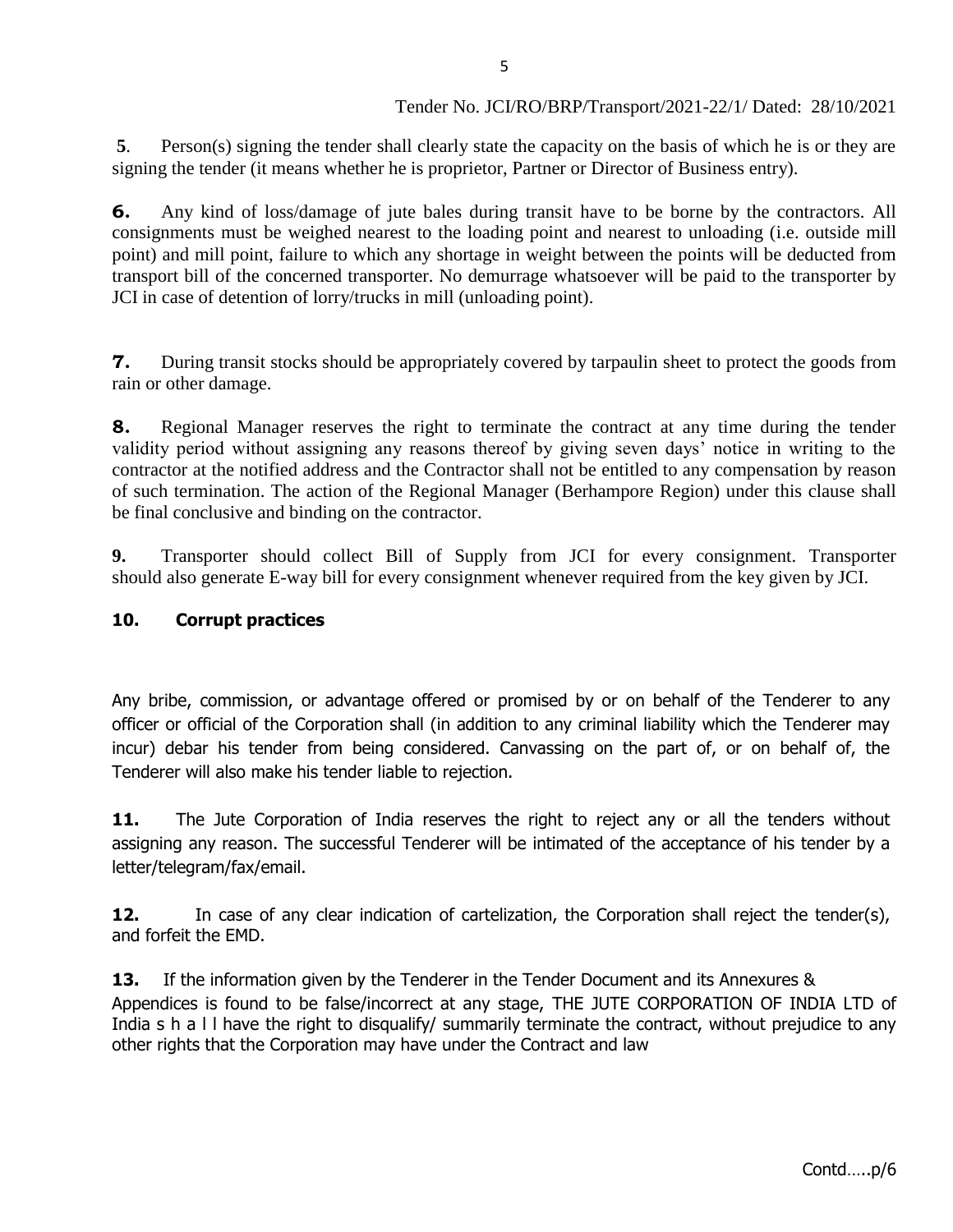Tender No. JCI/RO/BRP/Transport/2021-22/1/ Dated: 28/10/2021

**5**. Person(s) signing the tender shall clearly state the capacity on the basis of which he is or they are signing the tender (it means whether he is proprietor, Partner or Director of Business entry).

**6.** Any kind of loss/damage of jute bales during transit have to be borne by the contractors. All consignments must be weighed nearest to the loading point and nearest to unloading (i.e. outside mill point) and mill point, failure to which any shortage in weight between the points will be deducted from transport bill of the concerned transporter. No demurrage whatsoever will be paid to the transporter by JCI in case of detention of lorry/trucks in mill (unloading point).

**7.** During transit stocks should be appropriately covered by tarpaulin sheet to protect the goods from rain or other damage.

**8.** Regional Manager reserves the right to terminate the contract at any time during the tender validity period without assigning any reasons thereof by giving seven days' notice in writing to the contractor at the notified address and the Contractor shall not be entitled to any compensation by reason of such termination. The action of the Regional Manager (Berhampore Region) under this clause shall be final conclusive and binding on the contractor.

**9.** Transporter should collect Bill of Supply from JCI for every consignment. Transporter should also generate E-way bill for every consignment whenever required from the key given by JCI.

**10. Corrupt practices**

Any bribe, commission, or advantage offered or promised by or on behalf of the Tenderer to any officer or official of the Corporation shall (in addition to any criminal liability which the Tenderer may incur) debar his tender from being considered. Canvassing on the part of, or on behalf of, the Tenderer will also make his tender liable to rejection.

**11.** The Jute Corporation of India reserves the right to reject any or all the tenders without assigning any reason. The successful Tenderer will be intimated of the acceptance of his tender by a letter/telegram/fax/email.

**12.** In case of any clear indication of cartelization, the Corporation shall reject the tender(s), and forfeit the EMD.

**13.** If the information given by the Tenderer in the Tender Document and its Annexures & Appendices is found to be false/incorrect at any stage, THE JUTE CORPORATION OF INDIA LTD of India shall have the right to disqualify/ summarily terminate the contract, without prejudice to any other rights that the Corporation may have under the Contract and law

Contd…..p/6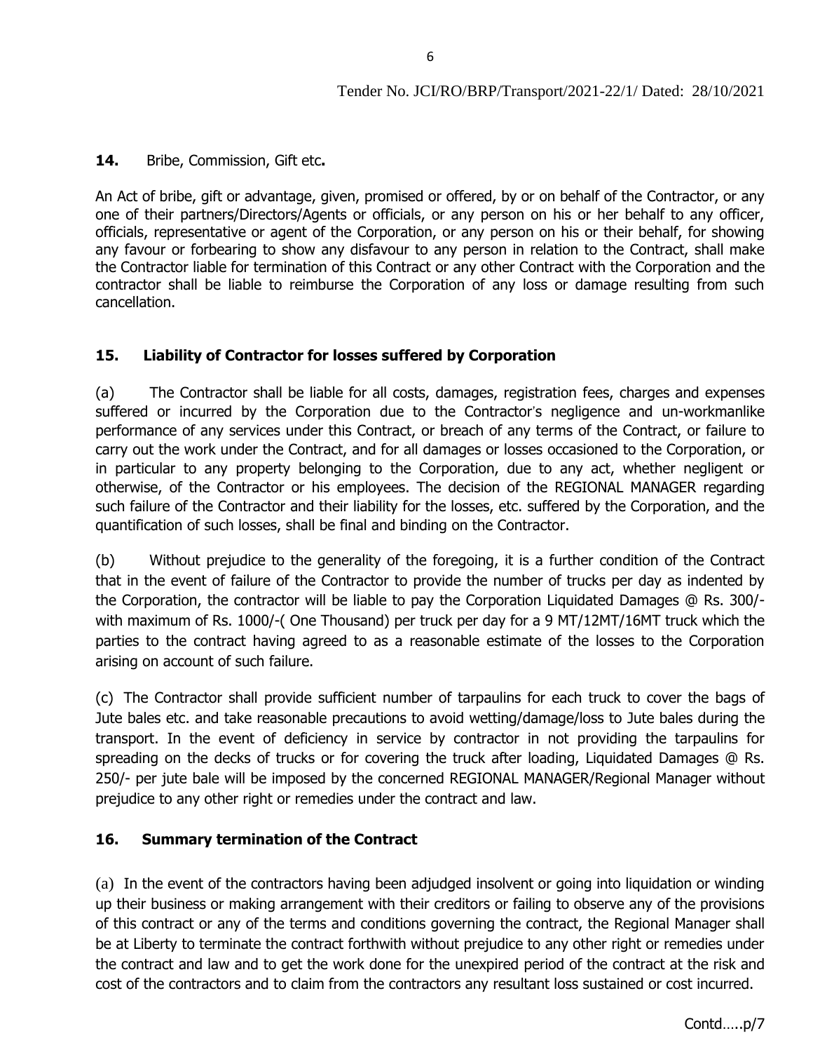**14.** Bribe, Commission, Gift etc**.**

An Act of bribe, gift or advantage, given, promised or offered, by or on behalf of the Contractor, or any one of their partners/Directors/Agents or officials, or any person on his or her behalf to any officer, officials, representative or agent of the Corporation, or any person on his or their behalf, for showing any favour or forbearing to show any disfavour to any person in relation to the Contract, shall make the Contractor liable for termination of this Contract or any other Contract with the Corporation and the contractor shall be liable to reimburse the Corporation of any loss or damage resulting from such cancellation.

**15. Liability of Contractor for losses suffered by Corporation**

(a) The Contractor shall be liable for all costs, damages, registration fees, charges and expenses suffered or incurred by the Corporation due to the Contractor's negligence and un-workmanlike performance of any services under this Contract, or breach of any terms of the Contract, or failure to carry out the work under the Contract, and for all damages or losses occasioned to the Corporation, or in particular to any property belonging to the Corporation, due to any act, whether negligent or otherwise, of the Contractor or his employees. The decision of the REGIONAL MANAGER regarding such failure of the Contractor and their liability for the losses, etc. suffered by the Corporation, and the quantification of such losses, shall be final and binding on the Contractor.

(b) Without prejudice to the generality of the foregoing, it is a further condition of the Contract that in the event of failure of the Contractor to provide the number of trucks per day as indented by the Corporation, the contractor will be liable to pay the Corporation Liquidated Damages @ Rs. 300/- with maximum of Rs. 1000/-( One Thousand) per truck per day for a 9 MT/12MT/16MT truck which the parties to the contract having agreed to as a reasonable estimate of the losses to the Corporation arising on account of such failure.

(c) The Contractor shall provide sufficient number of tarpaulins for each truck to cover the bags of Jute bales etc. and take reasonable precautions to avoid wetting/damage/loss to Jute bales during the transport. In the event of deficiency in service by contractor in not providing the tarpaulins for spreading on the decks of trucks or for covering the truck after loading, Liquidated Damages @ Rs. 250/- per jute bale will be imposed by the concerned REGIONAL MANAGER/Regional Manager without prejudice to any other right or remedies under the contract and law.

**16. Summary termination of the Contract**

(a) In the event of the contractors having been adjudged insolvent or going into liquidation or winding up their business or making arrangement with their creditors or failing to observe any of the provisions of this contract or any of the terms and conditions governing the contract, the Regional Manager shall be at Liberty to terminate the contract forthwith without prejudice to any other right or remedies under the contract and law and to get the work done for the unexpired period of the contract at the risk and cost of the contractors and to claim from the contractors any resultant loss sustained or cost incurred.

Contd…..p/7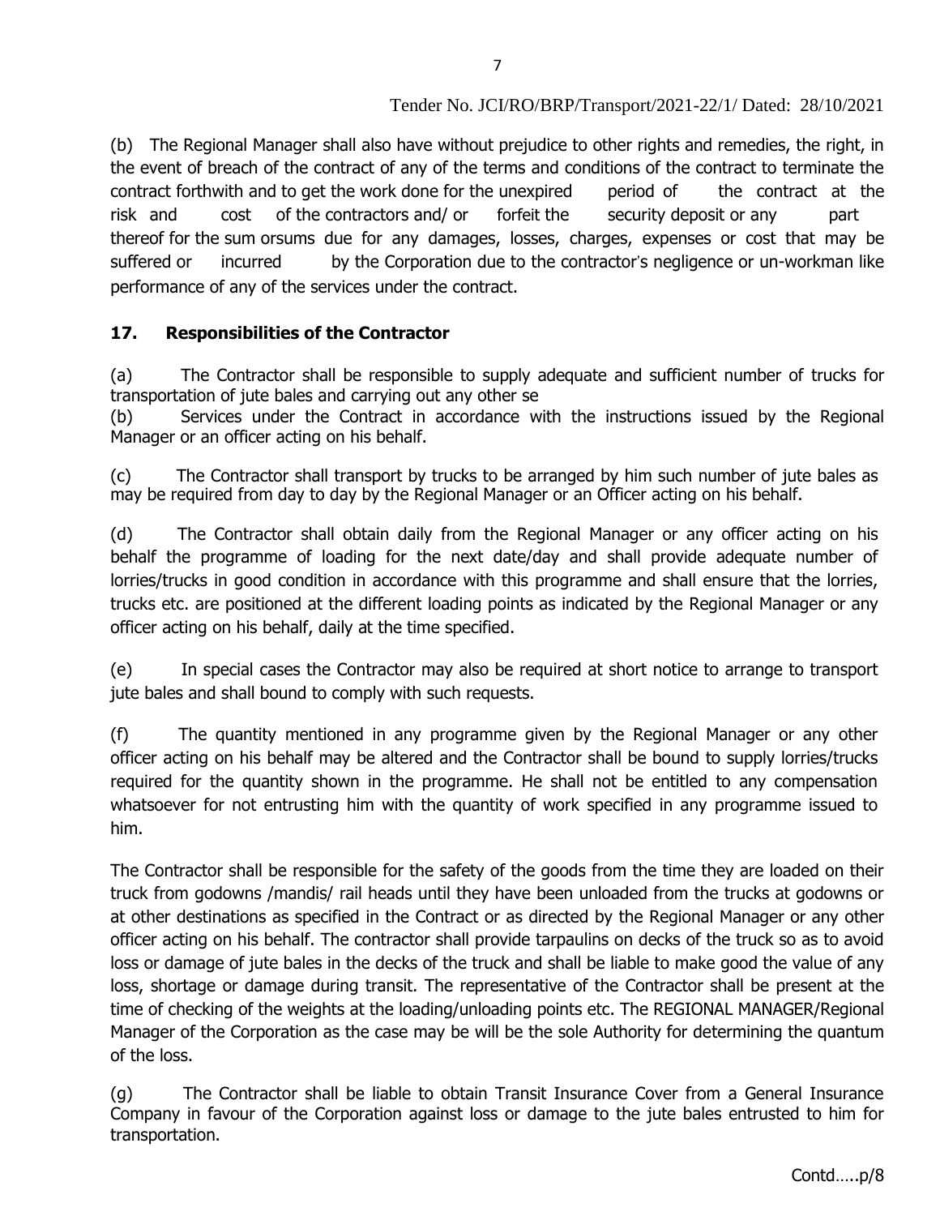(b) The Regional Manager shall also have without prejudice to other rights and remedies, the right, in the event of breach of the contract of any of the terms and conditions of the contract to terminate the contract forthwith and to get the work done for the unexpired period of the contract at the risk and cost of the contractors and/ or forfeit the security deposit or any part thereof for the sum orsums due for any damages, losses, charges, expenses or cost that may be suffered or incurred by the Corporation due to the contractor's negligence or un-workman like performance of any of the services under the contract.

## 17. Responsibilities of the Contractor

(a) The Contractor shall be responsible to supply adequate and sufficient number of trucks for transportation of jute bales and carrying out any other se

(b) Services under the Contract in accordance with the instructions issued by the Regional Manager or an officer acting on his behalf.

(c) The Contractor shall transport by trucks to be arranged by him such number of jute bales as may be required from day to day by the Regional Manager or an Officer acting on his behalf.

(d) The Contractor shall obtain daily from the Regional Manager or any officer acting on his behalf the programme of loading for the next date/day and shall provide adequate number of lorries/trucks in good condition in accordance with this programme and shall ensure that the lorries, trucks etc. are positioned at the different loading points as indicated by the Regional Manager or any officer acting on his behalf, daily at the time specified.

(e) In special cases the Contractor may also be required at short notice to arrange to transport jute bales and shall bound to comply with such requests.

(f) The quantity mentioned in any programme given by the Regional Manager or any other officer acting on his behalf may be altered and the Contractor shall be bound to supply lorries/trucks required for the quantity shown in the programme. He shall not be entitled to any compensation whatsoever for not entrusting him with the quantity of work specified in any programme issued to him.

The Contractor shall be responsible for the safety of the goods from the time they are loaded on their truck from godowns /mandis/ rail heads until they have been unloaded from the trucks at godowns or at other destinations as specified in the Contract or as directed by the Regional Manager or any other officer acting on his behalf. The contractor shall provide tarpaulins on decks of the truck so as to avoid loss or damage of jute bales in the decks of the truck and shall be liable to make good the value of any loss, shortage or damage during transit. The representative of the Contractor shall be present at the time of checking of the weights at the loading/unloading points etc. The REGIONAL MANAGER/Regional Manager of the Corporation as the case may be will be the sole Authority for determining the quantum of the loss.

(g) The Contractor shall be liable to obtain Transit Insurance Cover from a General Insurance Company in favour of the Corporation against loss or damage to the jute bales entrusted to him for transportation.

Contd…..p/8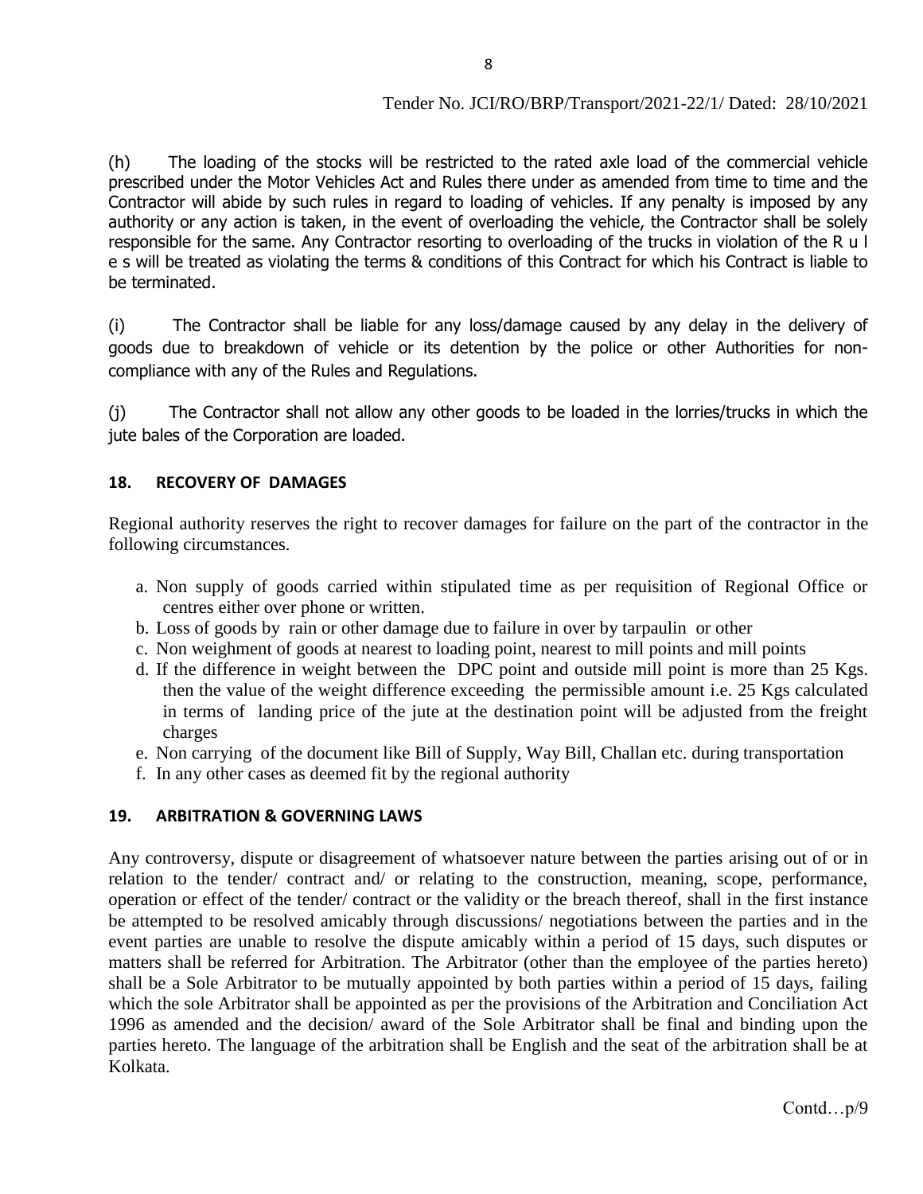Tender No. JCI/RO/BRP/Transport/2021-22/1/ Dated: 28/10/2021

(h) The loading of the stocks will be restricted to the rated axle load of the commercial vehicle prescribed under the Motor Vehicles Act and Rules there under as amended from time to time and the Contractor will abide by such rules in regard to loading of vehicles. If any penalty is imposed by any authority or any action is taken, in the event of overloading the vehicle, the Contractor shall be solely responsible for the same. Any Contractor resorting to overloading of the trucks in violation of the Rules will be treated as violating the terms & conditions of this Contract for which his Contract is liable to be terminated.

(i) The Contractor shall be liable for any loss/damage caused by any delay in the delivery of goods due to breakdown of vehicle or its detention by the police or other Authorities for non-compliance with any of the Rules and Regulations.

(j) The Contractor shall not allow any other goods to be loaded in the lorries/trucks in which the jute bales of the Corporation are loaded.

## 18. RECOVERY OF DAMAGES

Regional authority reserves the right to recover damages for failure on the part of the contractor in the following circumstances.

a. Non supply of goods carried within stipulated time as per requisition of Regional Office or centres either over phone or written.
b. Loss of goods by rain or other damage due to failure in over by tarpaulin or other
c. Non weighment of goods at nearest to loading point, nearest to mill points and mill points
d. If the difference in weight between the DPC point and outside mill point is more than 25 Kgs. then the value of the weight difference exceeding the permissible amount i.e. 25 Kgs calculated in terms of landing price of the jute at the destination point will be adjusted from the freight charges
e. Non carrying of the document like Bill of Supply, Way Bill, Challan etc. during transportation
f. In any other cases as deemed fit by the regional authority

## 19. ARBITRATION & GOVERNING LAWS

Any controversy, dispute or disagreement of whatsoever nature between the parties arising out of or in relation to the tender/ contract and/ or relating to the construction, meaning, scope, performance, operation or effect of the tender/ contract or the validity or the breach thereof, shall in the first instance be attempted to be resolved amicably through discussions/ negotiations between the parties and in the event parties are unable to resolve the dispute amicably within a period of 15 days, such disputes or matters shall be referred for Arbitration. The Arbitrator (other than the employee of the parties hereto) shall be a Sole Arbitrator to be mutually appointed by both parties within a period of 15 days, failing which the sole Arbitrator shall be appointed as per the provisions of the Arbitration and Conciliation Act 1996 as amended and the decision/ award of the Sole Arbitrator shall be final and binding upon the parties hereto. The language of the arbitration shall be English and the seat of the arbitration shall be at Kolkata.

Contd…p/9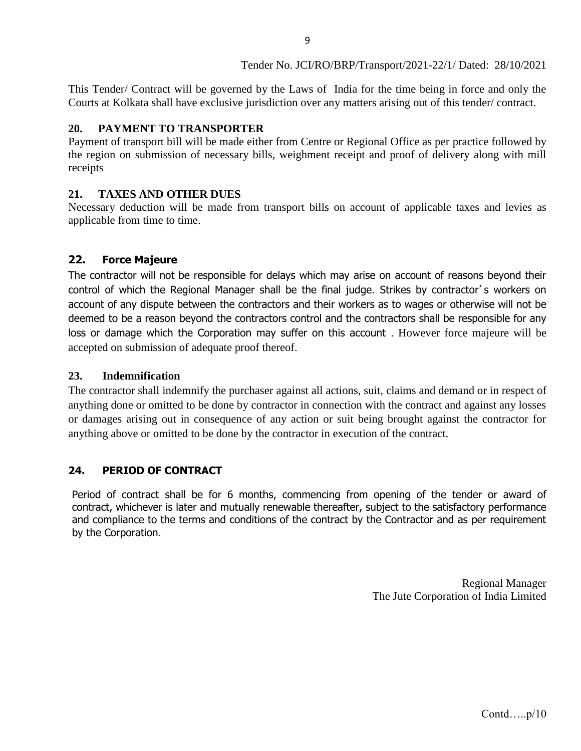This Tender/ Contract will be governed by the Laws of India for the time being in force and only the Courts at Kolkata shall have exclusive jurisdiction over any matters arising out of this tender/ contract.

**20. PAYMENT TO TRANSPORTER**

Payment of transport bill will be made either from Centre or Regional Office as per practice followed by the region on submission of necessary bills, weighment receipt and proof of delivery along with mill receipts

**21. TAXES AND OTHER DUES**

Necessary deduction will be made from transport bills on account of applicable taxes and levies as applicable from time to time.

**22. Force Majeure**

The contractor will not be responsible for delays which may arise on account of reasons beyond their control of which the Regional Manager shall be the final judge. Strikes by contractor's workers on account of any dispute between the contractors and their workers as to wages or otherwise will not be deemed to be a reason beyond the contractors control and the contractors shall be responsible for any loss or damage which the Corporation may suffer on this account . However force majeure will be accepted on submission of adequate proof thereof.

**23. Indemnification**

The contractor shall indemnify the purchaser against all actions, suit, claims and demand or in respect of anything done or omitted to be done by contractor in connection with the contract and against any losses or damages arising out in consequence of any action or suit being brought against the contractor for anything above or omitted to be done by the contractor in execution of the contract.

**24. PERIOD OF CONTRACT**

Period of contract shall be for 6 months, commencing from opening of the tender or award of contract, whichever is later and mutually renewable thereafter, subject to the satisfactory performance and compliance to the terms and conditions of the contract by the Contractor and as per requirement by the Corporation.

Regional Manager
The Jute Corporation of India Limited

Contd…..p/10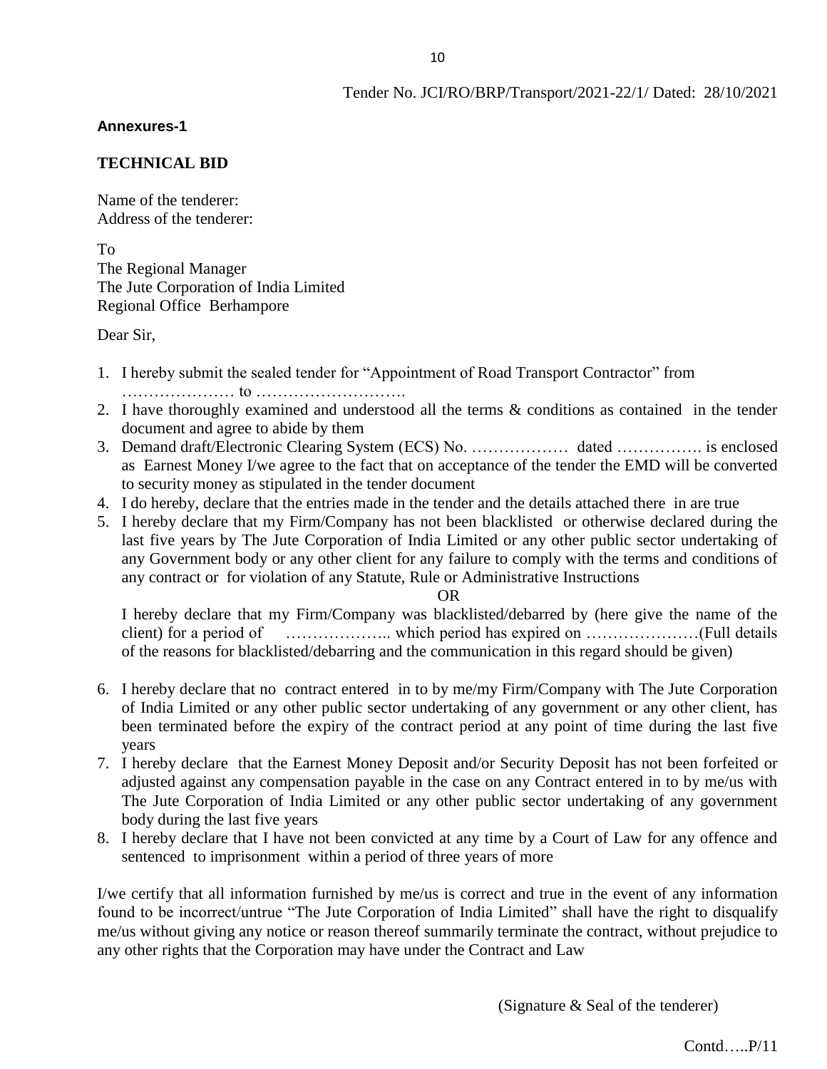Tender No. JCI/RO/BRP/Transport/2021-22/1/ Dated: 28/10/2021

**Annexures-1**

**TECHNICAL BID**

Name of the tenderer:
Address of the tenderer:

To
The Regional Manager
The Jute Corporation of India Limited
Regional Office Berhampore

Dear Sir,

1. I hereby submit the sealed tender for "Appointment of Road Transport Contractor" from ………………… to ……………………….
2. I have thoroughly examined and understood all the terms & conditions as contained in the tender document and agree to abide by them
3. Demand draft/Electronic Clearing System (ECS) No. ……………… dated ……………. is enclosed as Earnest Money I/we agree to the fact that on acceptance of the tender the EMD will be converted to security money as stipulated in the tender document
4. I do hereby, declare that the entries made in the tender and the details attached there in are true
5. I hereby declare that my Firm/Company has not been blacklisted or otherwise declared during the last five years by The Jute Corporation of India Limited or any other public sector undertaking of any Government body or any other client for any failure to comply with the terms and conditions of any contract or for violation of any Statute, Rule or Administrative Instructions

   OR

   I hereby declare that my Firm/Company was blacklisted/debarred by (here give the name of the client) for a period of ……………….. which period has expired on …………………(Full details of the reasons for blacklisted/debarring and the communication in this regard should be given)

6. I hereby declare that no contract entered in to by me/my Firm/Company with The Jute Corporation of India Limited or any other public sector undertaking of any government or any other client, has been terminated before the expiry of the contract period at any point of time during the last five years
7. I hereby declare that the Earnest Money Deposit and/or Security Deposit has not been forfeited or adjusted against any compensation payable in the case on any Contract entered in to by me/us with The Jute Corporation of India Limited or any other public sector undertaking of any government body during the last five years
8. I hereby declare that I have not been convicted at any time by a Court of Law for any offence and sentenced to imprisonment within a period of three years of more

I/we certify that all information furnished by me/us is correct and true in the event of any information found to be incorrect/untrue "The Jute Corporation of India Limited" shall have the right to disqualify me/us without giving any notice or reason thereof summarily terminate the contract, without prejudice to any other rights that the Corporation may have under the Contract and Law

(Signature & Seal of the tenderer)

Contd…..P/11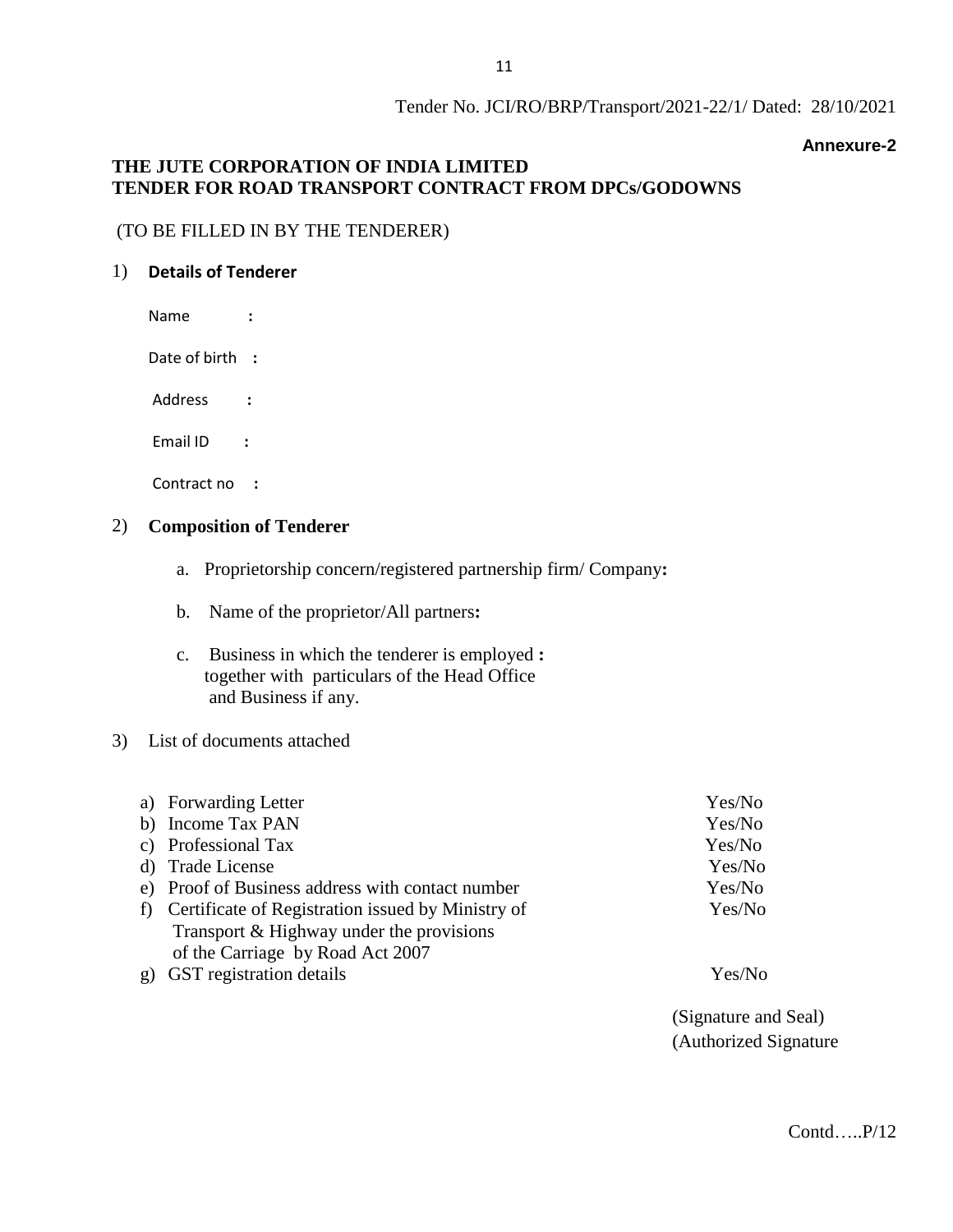Tender No. JCI/RO/BRP/Transport/2021-22/1/ Dated: 28/10/2021

**Annexure-2**

**THE JUTE CORPORATION OF INDIA LIMITED**
**TENDER FOR ROAD TRANSPORT CONTRACT FROM DPCs/GODOWNS**

(TO BE FILLED IN BY THE TENDERER)

1) **Details of Tenderer**

Name :

Date of birth :

Address :

Email ID :

Contract no :

2) **Composition of Tenderer**

a. Proprietorship concern/registered partnership firm/ Company**:**

b. Name of the proprietor/All partners**:**

c. Business in which the tenderer is employed **:** together with particulars of the Head Office and Business if any.

3) List of documents attached

| | |
|---|---|
| a) Forwarding Letter | Yes/No |
| b) Income Tax PAN | Yes/No |
| c) Professional Tax | Yes/No |
| d) Trade License | Yes/No |
| e) Proof of Business address with contact number | Yes/No |
| f) Certificate of Registration issued by Ministry of Transport & Highway under the provisions of the Carriage by Road Act 2007 | Yes/No |
| g) GST registration details | Yes/No |

(Signature and Seal)
(Authorized Signature

Contd…..P/12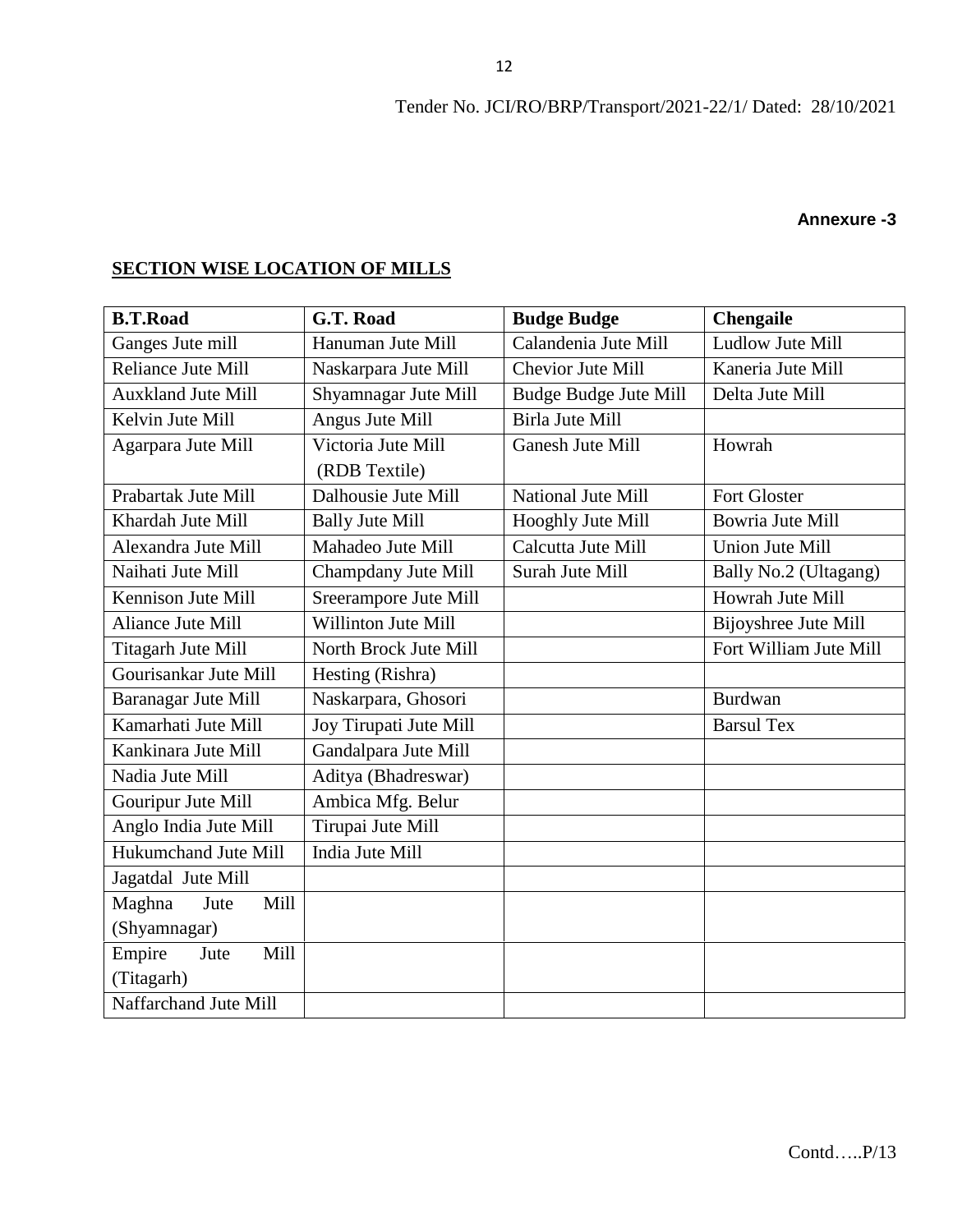Tender No. JCI/RO/BRP/Transport/2021-22/1/ Dated: 28/10/2021

**Annexure -3**

**SECTION WISE LOCATION OF MILLS**

| **B.T.Road** | **G.T. Road** | **Budge Budge** | **Chengaile** |
|---|---|---|---|
| Ganges Jute mill | Hanuman Jute Mill | Calandenia Jute Mill | Ludlow Jute Mill |
| Reliance Jute Mill | Naskarpara Jute Mill | Chevior Jute Mill | Kaneria Jute Mill |
| Auxkland Jute Mill | Shyamnagar Jute Mill | Budge Budge Jute Mill | Delta Jute Mill |
| Kelvin Jute Mill | Angus Jute Mill | Birla Jute Mill | |
| Agarpara Jute Mill | Victoria Jute Mill (RDB Textile) | Ganesh Jute Mill | Howrah |
| Prabartak Jute Mill | Dalhousie Jute Mill | National Jute Mill | Fort Gloster |
| Khardah Jute Mill | Bally Jute Mill | Hooghly Jute Mill | Bowria Jute Mill |
| Alexandra Jute Mill | Mahadeo Jute Mill | Calcutta Jute Mill | Union Jute Mill |
| Naihati Jute Mill | Champdany Jute Mill | Surah Jute Mill | Bally No.2 (Ultagang) |
| Kennison Jute Mill | Sreerampore Jute Mill | | Howrah Jute Mill |
| Aliance Jute Mill | Willinton Jute Mill | | Bijoyshree Jute Mill |
| Titagarh Jute Mill | North Brock Jute Mill | | Fort William Jute Mill |
| Gourisankar Jute Mill | Hesting (Rishra) | | |
| Baranagar Jute Mill | Naskarpara, Ghosori | | Burdwan |
| Kamarhati Jute Mill | Joy Tirupati Jute Mill | | Barsul Tex |
| Kankinara Jute Mill | Gandalpara Jute Mill | | |
| Nadia Jute Mill | Aditya (Bhadreswar) | | |
| Gouripur Jute Mill | Ambica Mfg. Belur | | |
| Anglo India Jute Mill | Tirupai Jute Mill | | |
| Hukumchand Jute Mill | India Jute Mill | | |
| Jagatdal Jute Mill | | | |
| Maghna Jute Mill (Shyamnagar) | | | |
| Empire Jute Mill (Titagarh) | | | |
| Naffarchand Jute Mill | | | |

Contd…..P/13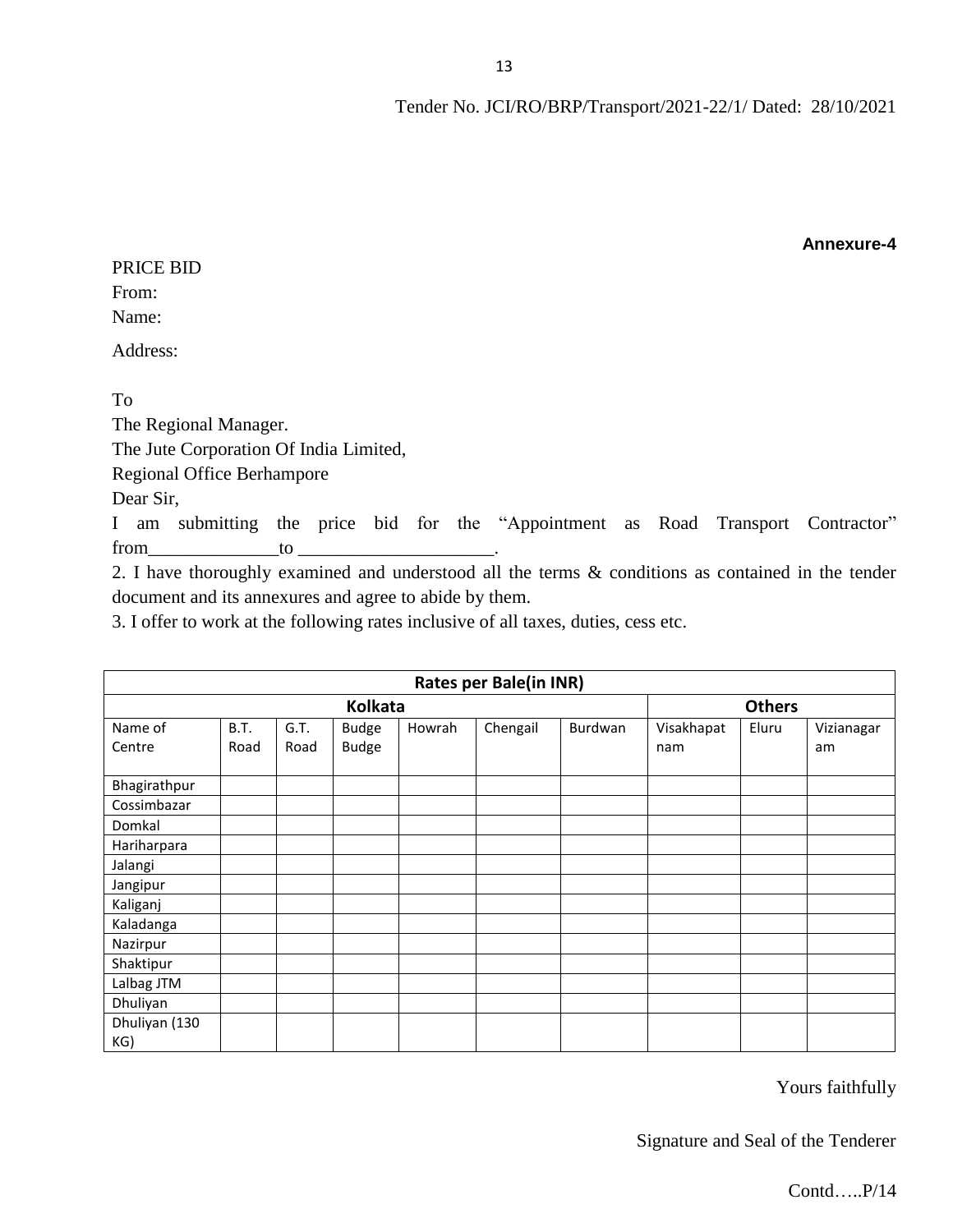Tender No. JCI/RO/BRP/Transport/2021-22/1/ Dated: 28/10/2021

**Annexure-4**

PRICE BID

From:

Name:

Address:

To

The Regional Manager.

The Jute Corporation Of India Limited,

Regional Office Berhampore

Dear Sir,

I am submitting the price bid for the "Appointment as Road Transport Contractor" from______________to _____________________.

2. I have thoroughly examined and understood all the terms & conditions as contained in the tender document and its annexures and agree to abide by them.

3. I offer to work at the following rates inclusive of all taxes, duties, cess etc.

| **Rates per Bale(in INR)** | | | | | | | | | |
|---|---|---|---|---|---|---|---|---|---|
| **Kolkata** | | | | | | | **Others** | | |
| Name of Centre | B.T. Road | G.T. Road | Budge Budge | Howrah | Chengail | Burdwan | Visakhapatnam | Eluru | Vizianagaram |
| Bhagirathpur | | | | | | | | | |
| Cossimbazar | | | | | | | | | |
| Domkal | | | | | | | | | |
| Hariharpara | | | | | | | | | |
| Jalangi | | | | | | | | | |
| Jangipur | | | | | | | | | |
| Kaliganj | | | | | | | | | |
| Kaladanga | | | | | | | | | |
| Nazirpur | | | | | | | | | |
| Shaktipur | | | | | | | | | |
| Lalbag JTM | | | | | | | | | |
| Dhuliyan | | | | | | | | | |
| Dhuliyan (130 KG) | | | | | | | | | |

Yours faithfully

Signature and Seal of the Tenderer

Contd…..P/14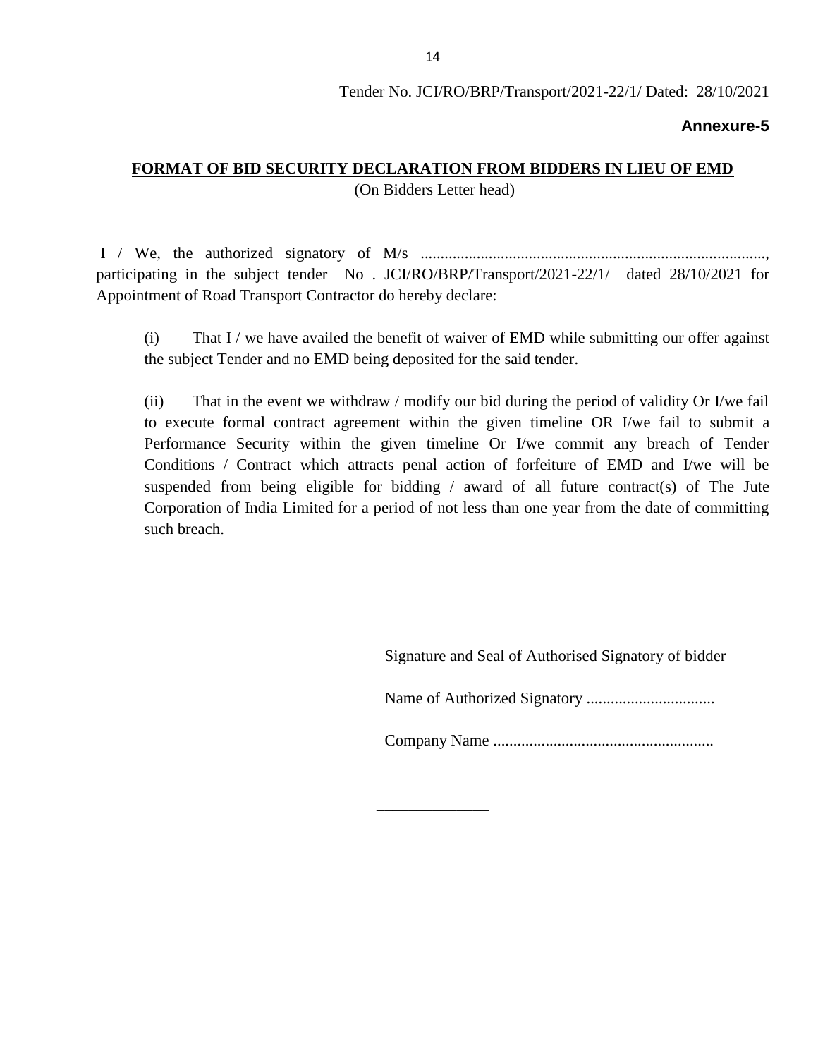Tender No. JCI/RO/BRP/Transport/2021-22/1/ Dated: 28/10/2021

**Annexure-5**

**FORMAT OF BID SECURITY DECLARATION FROM BIDDERS IN LIEU OF EMD**

(On Bidders Letter head)

I / We, the authorized signatory of M/s ......................................................................................, participating in the subject tender No . JCI/RO/BRP/Transport/2021-22/1/ dated 28/10/2021 for Appointment of Road Transport Contractor do hereby declare:

(i) That I / we have availed the benefit of waiver of EMD while submitting our offer against the subject Tender and no EMD being deposited for the said tender.

(ii) That in the event we withdraw / modify our bid during the period of validity Or I/we fail to execute formal contract agreement within the given timeline OR I/we fail to submit a Performance Security within the given timeline Or I/we commit any breach of Tender Conditions / Contract which attracts penal action of forfeiture of EMD and I/we will be suspended from being eligible for bidding / award of all future contract(s) of The Jute Corporation of India Limited for a period of not less than one year from the date of committing such breach.

Signature and Seal of Authorised Signatory of bidder

Name of Authorized Signatory ................................

Company Name .......................................................

______________